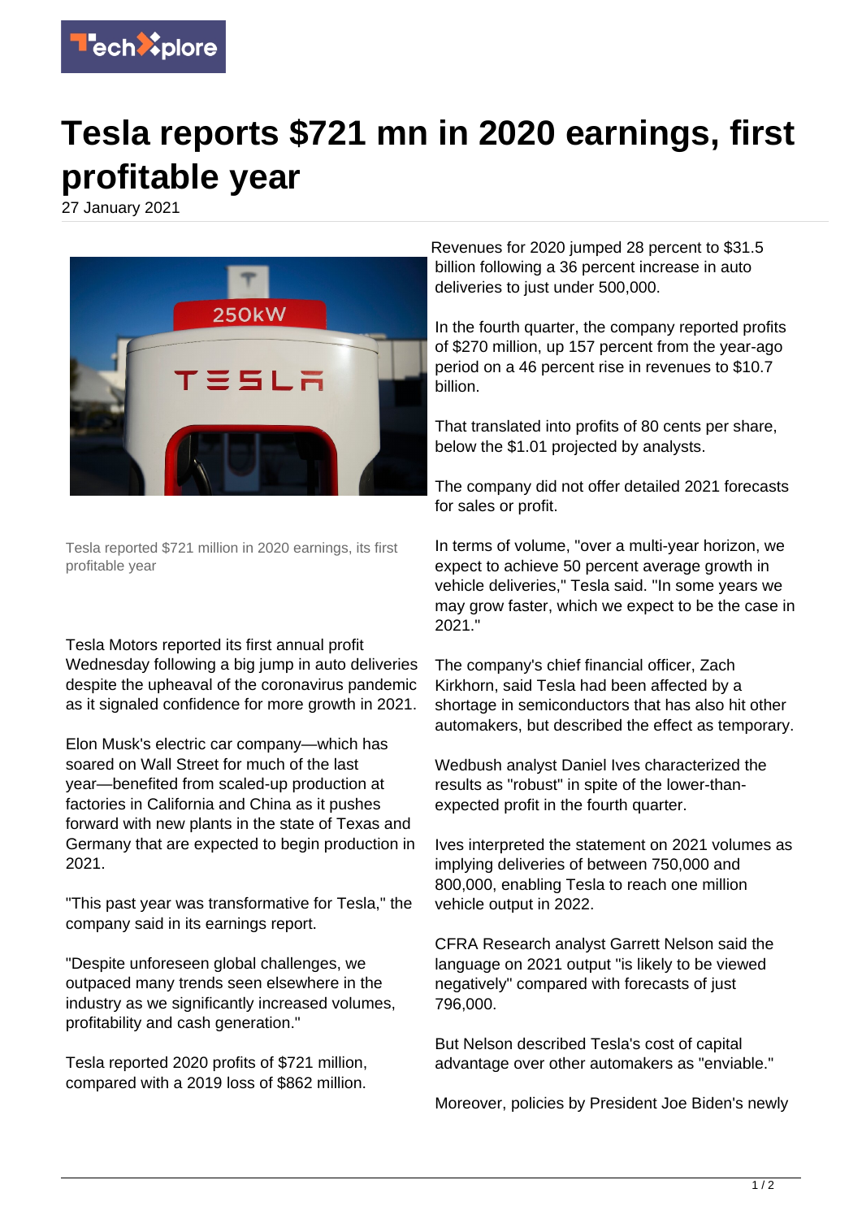# Tesla reports $721 mn in 2020 earnings, first profitable year

27 January 2021

Tesla reported $721 million in 2020 earnings, its first profitable year

Tesla Motors reported its first annual profit Wednesday following a big jump in auto deliveries despite the upheaval of the coronavirus pandemic as it signaled confidence for more growth in 2021.

Elon Musk's electric car company—which has soared on Wall Street for much of the last year—benefited from scaled-up production at factories in California and China as it pushes forward with new plants in the state of Texas and Germany that are expected to begin production in 2021.

"This past year was transformative for Tesla," the company said in its earnings report.

"Despite unforeseen global challenges, we outpaced many trends seen elsewhere in the industry as we significantly increased volumes, profitability and cash generation."

Tesla reported 2020 profits of $721 million, compared with a 2019 loss of $862 million.

Revenues for 2020 jumped 28 percent to $31.5 billion following a 36 percent increase in auto deliveries to just under 500,000.

In the fourth quarter, the company reported profits of $270 million, up 157 percent from the year-ago period on a 46 percent rise in revenues to $10.7 billion.

That translated into profits of 80 cents per share, below the $1.01 projected by analysts.

The company did not offer detailed 2021 forecasts for sales or profit.

In terms of volume, "over a multi-year horizon, we expect to achieve 50 percent average growth in vehicle deliveries," Tesla said. "In some years we may grow faster, which we expect to be the case in 2021."

The company's chief financial officer, Zach Kirkhorn, said Tesla had been affected by a shortage in semiconductors that has also hit other automakers, but described the effect as temporary.

Wedbush analyst Daniel Ives characterized the results as "robust" in spite of the lower-than-expected profit in the fourth quarter.

Ives interpreted the statement on 2021 volumes as implying deliveries of between 750,000 and 800,000, enabling Tesla to reach one million vehicle output in 2022.

CFRA Research analyst Garrett Nelson said the language on 2021 output "is likely to be viewed negatively" compared with forecasts of just 796,000.

But Nelson described Tesla's cost of capital advantage over other automakers as "enviable."

Moreover, policies by President Joe Biden's newly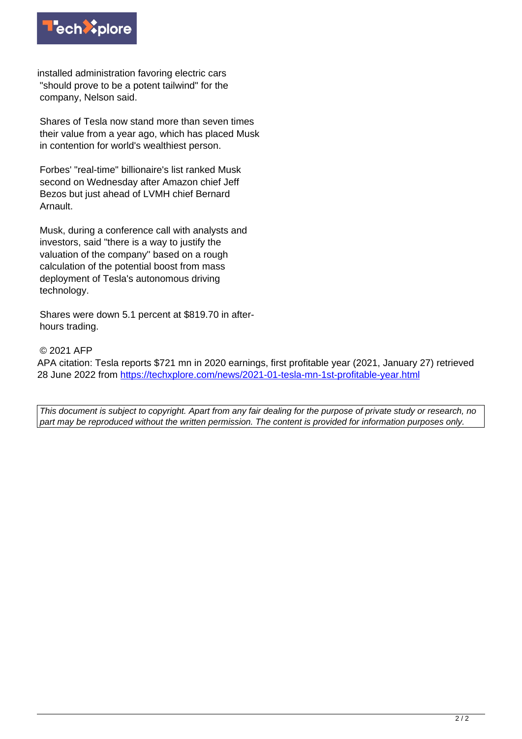installed administration favoring electric cars "should prove to be a potent tailwind" for the company, Nelson said.

Shares of Tesla now stand more than seven times their value from a year ago, which has placed Musk in contention for world's wealthiest person.

Forbes' "real-time" billionaire's list ranked Musk second on Wednesday after Amazon chief Jeff Bezos but just ahead of LVMH chief Bernard Arnault.

Musk, during a conference call with analysts and investors, said "there is a way to justify the valuation of the company" based on a rough calculation of the potential boost from mass deployment of Tesla's autonomous driving technology.

Shares were down 5.1 percent at $819.70 in after-hours trading.

© 2021 AFP

APA citation: Tesla reports $721 mn in 2020 earnings, first profitable year (2021, January 27) retrieved 28 June 2022 from https://techxplore.com/news/2021-01-tesla-mn-1st-profitable-year.html

*This document is subject to copyright. Apart from any fair dealing for the purpose of private study or research, no part may be reproduced without the written permission. The content is provided for information purposes only.*